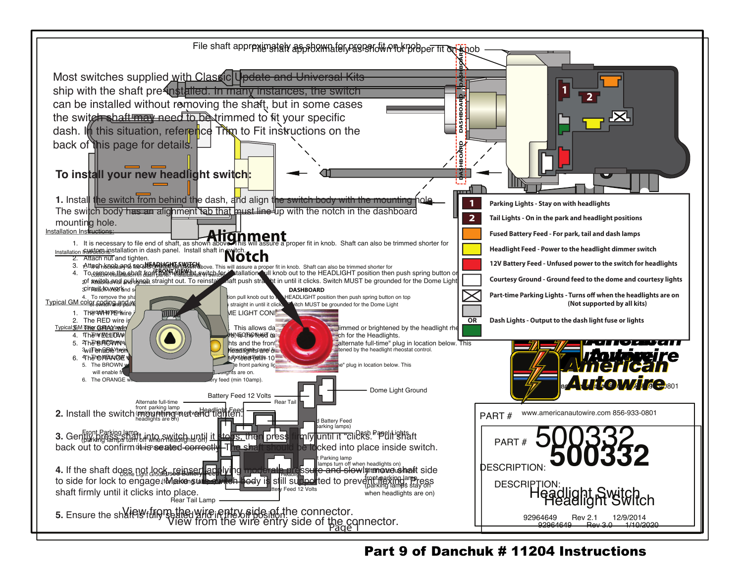File shaft approximately as shown for proper fit on knob

Most switches supplied with Classic Update and Universal Kits ship with the shaft pre-installed. In many instances, the switch can be installed without removing the shaft, but in some cases the switch shaft may need to be trimmed to fit your specific dash. In this situation, reference Trim to Fit instructions on the back of this page for details.

DASHBOARD

## To install your new headlight switch:

**1.** Install the switch from behind the dash, and align the switch body with the mounting hole. The switch body has an alignment tab that must line-up with the notch in the dashboard mounting hole.

**Alignment Notch**

**2.** Install the switch mounting nut and tighten.

**3.** Gently press shaft into switch until it stops, then press firmly until it "clicks." Pull shaft back out to confirm it is seated correctly. The shaft should be locked into place inside switch.

**4.** If the shaft does not lock, reinsert applying moderate pressure and slowly move the shaft side to side for lock to engage. Make sure switch body is still supported to prevent flexing. Press shaft firmly until it clicks into place.

**5.** Ensure the shaft is fully seated and in the off position.

| | |
|---|---|
| 1 | Parking Lights - Stay on with headlights |
| 2 | Tail Lights - On in the park and headlight positions |
| Orange | Fused Battery Feed - For park, tail and dash lamps |
| Yellow | Headlight Feed - Power to the headlight dimmer switch |
| Red | 12V Battery Feed - Unfused power to the switch for headlights |
| White | Courtesy Ground - Ground feed to the dome and courtesy lights |
| X | Part-time Parking Lights - Turns off when the headlights are on (Not supported by all kits) |
| Gray OR Green | Dash Lights - Output to the dash light fuse or lights |

Battery Feed 12 Volts

Dome Light Ground

Rear Tail Lamp

Alternate full-time front parking lamp (parking lamps stay on when headlights are on)

Headlight Feed

Fused Battery Feed (parking lamps)

Front Parking lamp (parking lamps turn off when headlights on)

Dash Panel Lights

Rear Tail Lamp

View from the wire entry side of the connector.

American Autowire

www.americanautowire.com 856-933-0801

PART # **500332**

DESCRIPTION: Headlight Switch

92964649 Rev 3.0 1/10/2020

**Part 9 of Danchuk # 11204 Instructions**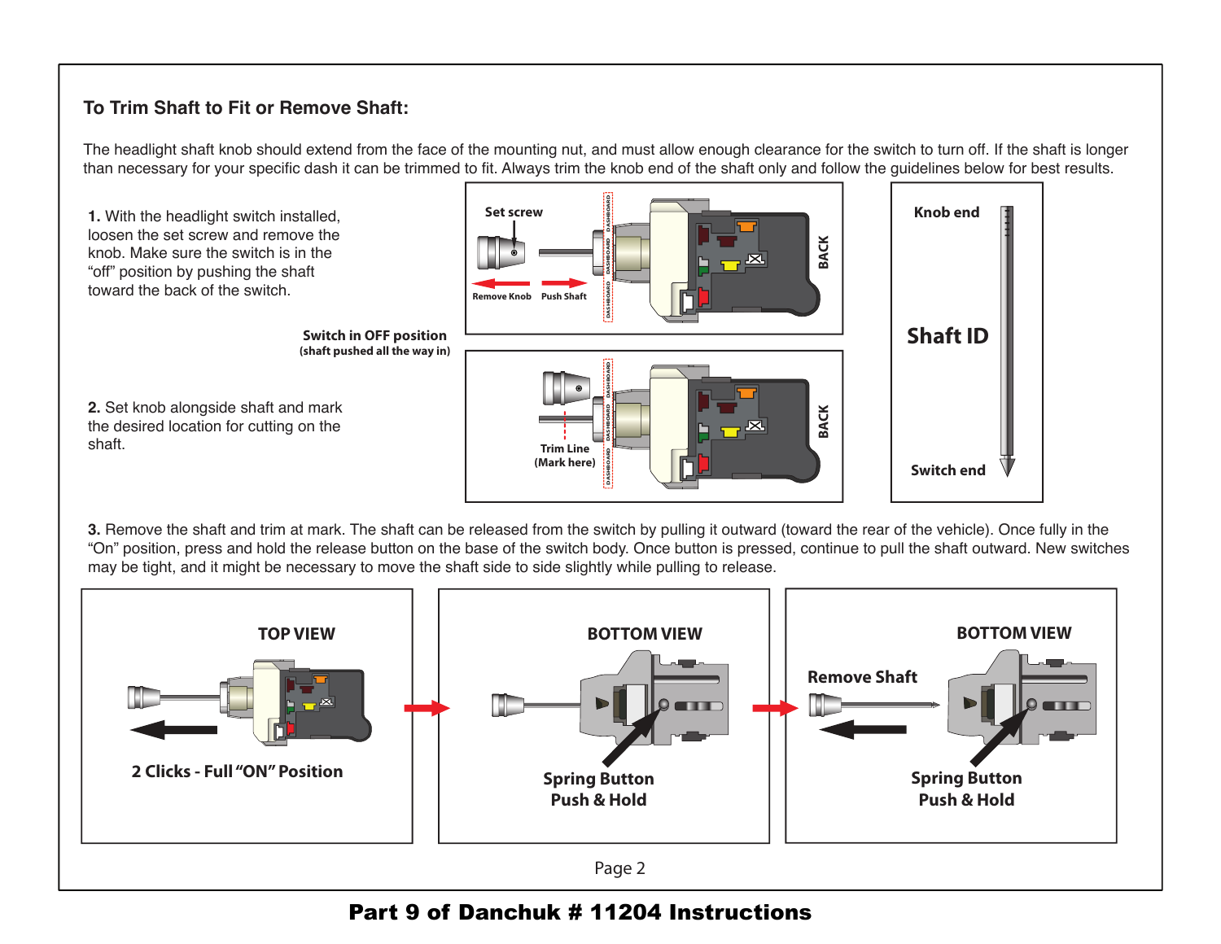## To Trim Shaft to Fit or Remove Shaft:

The headlight shaft knob should extend from the face of the mounting nut, and must allow enough clearance for the switch to turn off. If the shaft is longer than necessary for your specific dash it can be trimmed to fit. Always trim the knob end of the shaft only and follow the guidelines below for best results.

**1.** With the headlight switch installed, loosen the set screw and remove the knob. Make sure the switch is in the "off" position by pushing the shaft toward the back of the switch.

Set screw
Remove Knob
Push Shaft
DASHBOARD
BACK

**Switch in OFF position**
**(shaft pushed all the way in)**

**2.** Set knob alongside shaft and mark the desired location for cutting on the shaft.

Trim Line
(Mark here)
DASHBOARD
BACK

Knob end
**Shaft ID**
Switch end

**3.** Remove the shaft and trim at mark. The shaft can be released from the switch by pulling it outward (toward the rear of the vehicle). Once fully in the "On" position, press and hold the release button on the base of the switch body. Once button is pressed, continue to pull the shaft outward. New switches may be tight, and it might be necessary to move the shaft side to side slightly while pulling to release.

**TOP VIEW**
**2 Clicks - Full "ON" Position**

**BOTTOM VIEW**
**Spring Button**
**Push & Hold**

**BOTTOM VIEW**
**Remove Shaft**
**Spring Button**
**Push & Hold**

**Part 9 of Danchuk # 11204 Instructions**